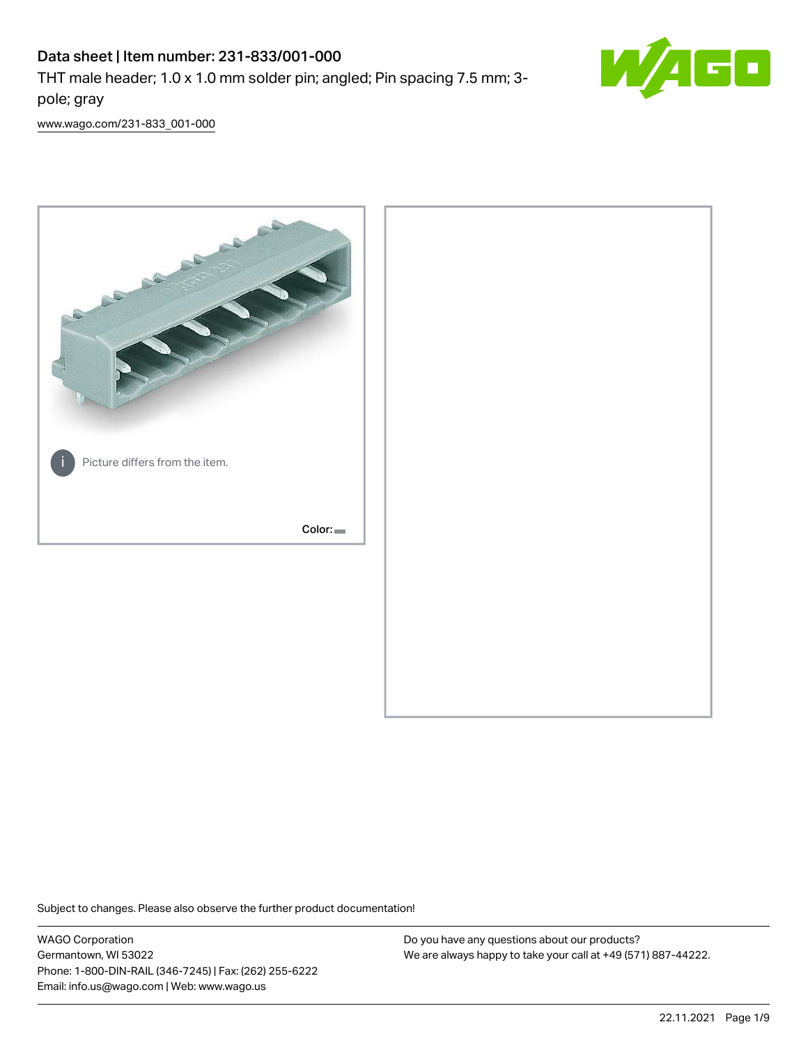# Data sheet | Item number: 231-833/001-000

THT male header; 1.0 x 1.0 mm solder pin; angled; Pin spacing 7.5 mm; 3-pole; gray

www.wago.com/231-833_001-000

Picture differs from the item.

Color:

Subject to changes. Please also observe the further product documentation!

WAGO Corporation
Germantown, WI 53022
Phone: 1-800-DIN-RAIL (346-7245) | Fax: (262) 255-6222
Email: info.us@wago.com | Web: www.wago.us

Do you have any questions about our products?
We are always happy to take your call at +49 (571) 887-44222.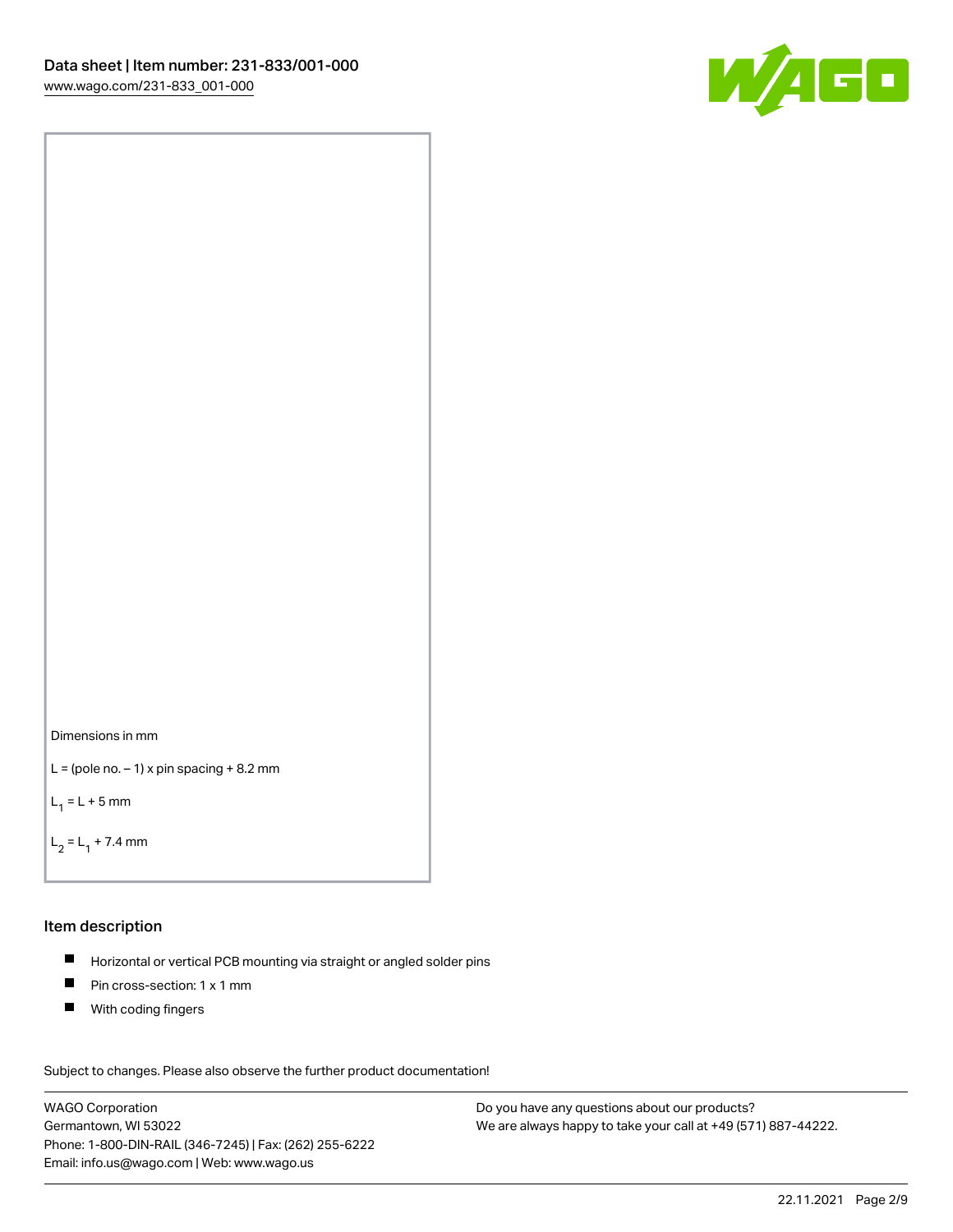Dimensions in mm

L = (pole no. – 1) x pin spacing + 8.2 mm

$L_1$ = L + 5 mm

$L_2$ = $L_1$ + 7.4 mm

## Item description

- Horizontal or vertical PCB mounting via straight or angled solder pins
- Pin cross-section: 1 x 1 mm
- With coding fingers

Subject to changes. Please also observe the further product documentation!

WAGO Corporation
Germantown, WI 53022
Phone: 1-800-DIN-RAIL (346-7245) | Fax: (262) 255-6222
Email: info.us@wago.com | Web: www.wago.us

Do you have any questions about our products?
We are always happy to take your call at +49 (571) 887-44222.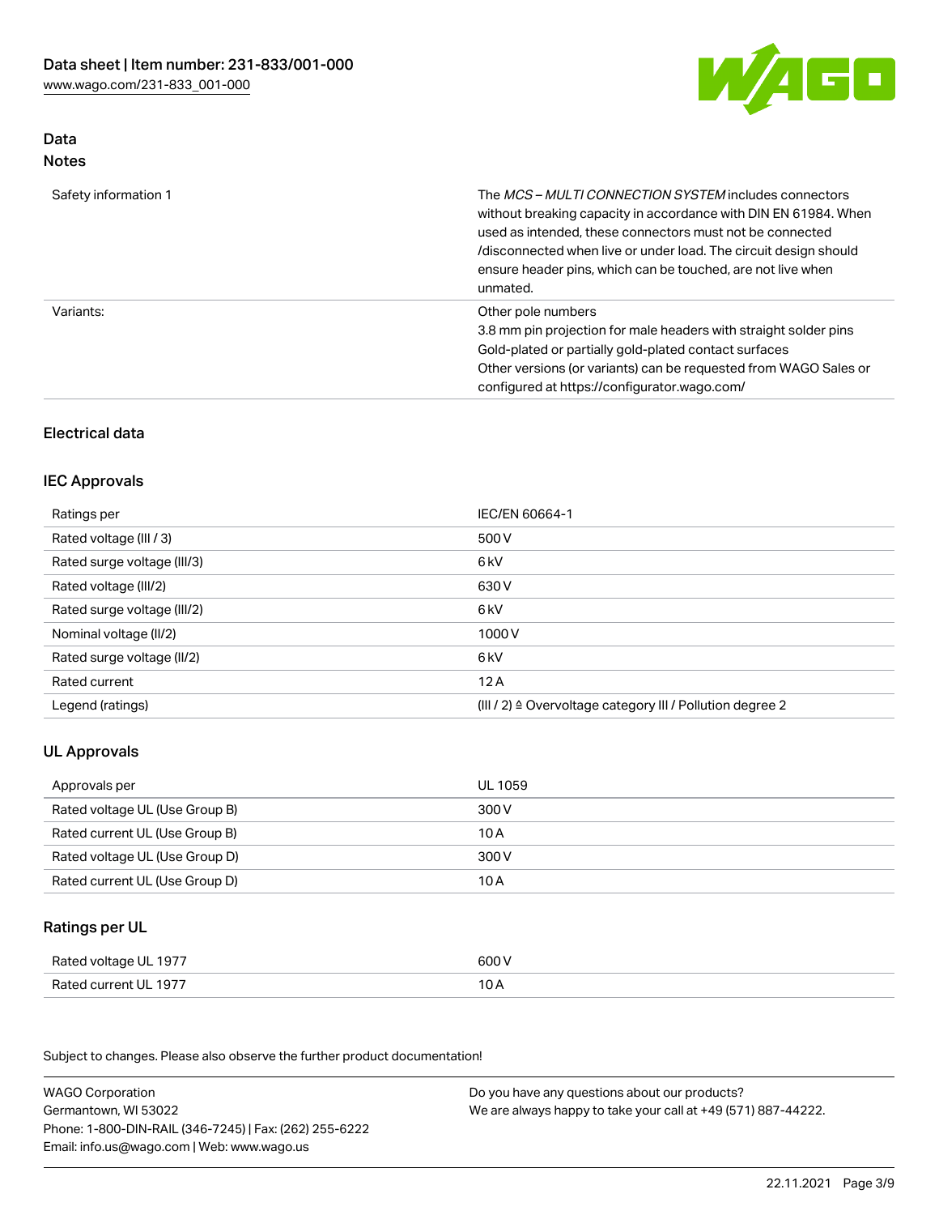## Data

### Notes

| | |
|---|---|
| Safety information 1 | The *MCS – MULTI CONNECTION SYSTEM* includes connectors without breaking capacity in accordance with DIN EN 61984. When used as intended, these connectors must not be connected /disconnected when live or under load. The circuit design should ensure header pins, which can be touched, are not live when unmated. |
| Variants: | Other pole numbers<br>3.8 mm pin projection for male headers with straight solder pins<br>Gold-plated or partially gold-plated contact surfaces<br>Other versions (or variants) can be requested from WAGO Sales or configured at https://configurator.wago.com/ |

## Electrical data

### IEC Approvals

| | |
|---|---|
| Ratings per | IEC/EN 60664-1 |
| Rated voltage (III / 3) | 500 V |
| Rated surge voltage (III/3) | 6 kV |
| Rated voltage (III/2) | 630 V |
| Rated surge voltage (III/2) | 6 kV |
| Nominal voltage (II/2) | 1000 V |
| Rated surge voltage (II/2) | 6 kV |
| Rated current | 12 A |
| Legend (ratings) | (III / 2) ≙ Overvoltage category III / Pollution degree 2 |

### UL Approvals

| | |
|---|---|
| Approvals per | UL 1059 |
| Rated voltage UL (Use Group B) | 300 V |
| Rated current UL (Use Group B) | 10 A |
| Rated voltage UL (Use Group D) | 300 V |
| Rated current UL (Use Group D) | 10 A |

### Ratings per UL

| | |
|---|---|
| Rated voltage UL 1977 | 600 V |
| Rated current UL 1977 | 10 A |

Subject to changes. Please also observe the further product documentation!

WAGO Corporation
Germantown, WI 53022
Phone: 1-800-DIN-RAIL (346-7245) | Fax: (262) 255-6222
Email: info.us@wago.com | Web: www.wago.us

Do you have any questions about our products?
We are always happy to take your call at +49 (571) 887-44222.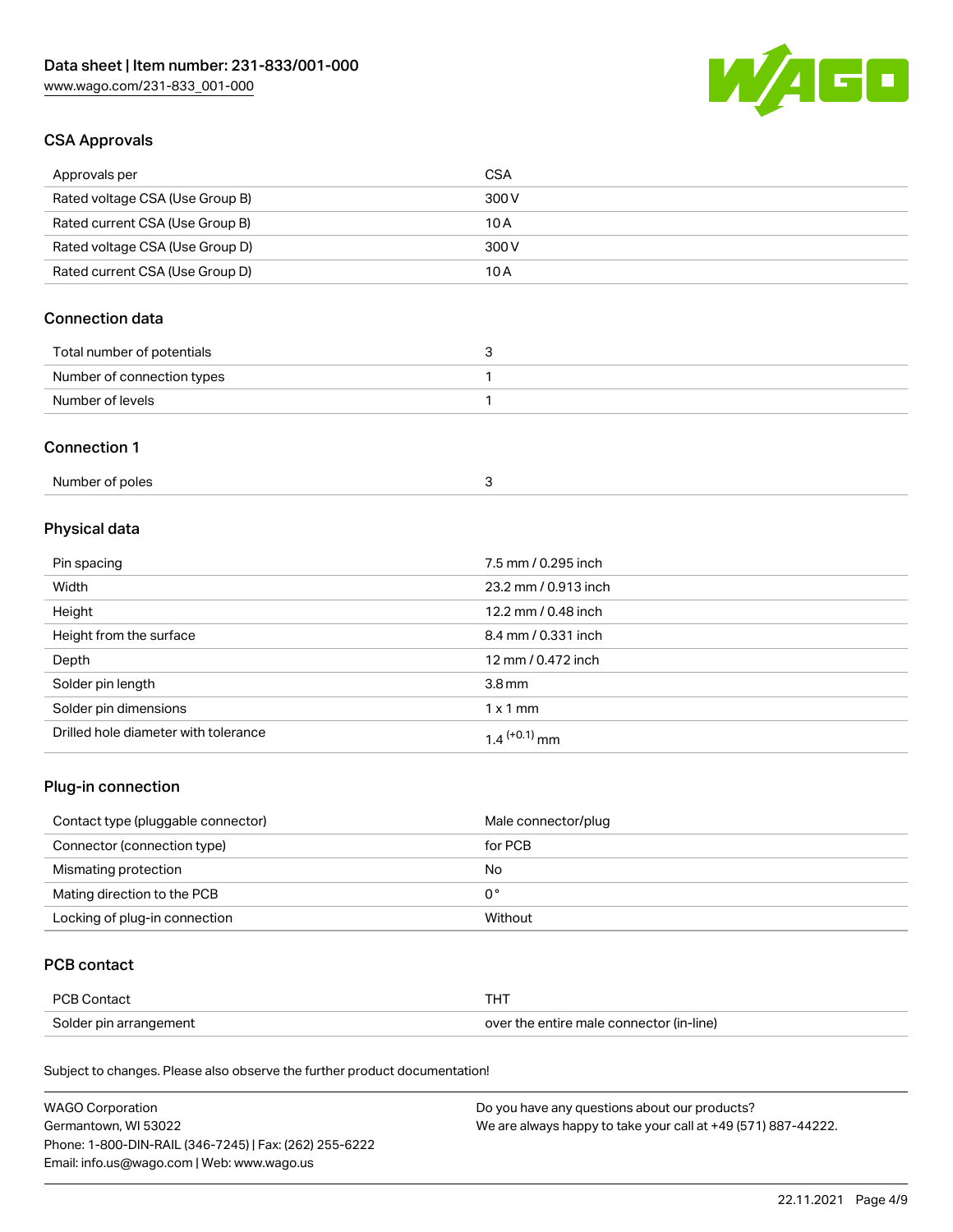## CSA Approvals

| | |
|---|---|
| Approvals per | CSA |
| Rated voltage CSA (Use Group B) | 300 V |
| Rated current CSA (Use Group B) | 10 A |
| Rated voltage CSA (Use Group D) | 300 V |
| Rated current CSA (Use Group D) | 10 A |

## Connection data

| | |
|---|---|
| Total number of potentials | 3 |
| Number of connection types | 1 |
| Number of levels | 1 |

## Connection 1

| | |
|---|---|
| Number of poles | 3 |

## Physical data

| | |
|---|---|
| Pin spacing | 7.5 mm / 0.295 inch |
| Width | 23.2 mm / 0.913 inch |
| Height | 12.2 mm / 0.48 inch |
| Height from the surface | 8.4 mm / 0.331 inch |
| Depth | 12 mm / 0.472 inch |
| Solder pin length | 3.8 mm |
| Solder pin dimensions | 1 x 1 mm |
| Drilled hole diameter with tolerance | $1.4^{(+0.1)}$ mm |

## Plug-in connection

| | |
|---|---|
| Contact type (pluggable connector) | Male connector/plug |
| Connector (connection type) | for PCB |
| Mismating protection | No |
| Mating direction to the PCB | 0 ° |
| Locking of plug-in connection | Without |

## PCB contact

| | |
|---|---|
| PCB Contact | THT |
| Solder pin arrangement | over the entire male connector (in-line) |

Subject to changes. Please also observe the further product documentation!

WAGO Corporation
Germantown, WI 53022
Phone: 1-800-DIN-RAIL (346-7245) | Fax: (262) 255-6222
Email: info.us@wago.com | Web: www.wago.us

Do you have any questions about our products?
We are always happy to take your call at +49 (571) 887-44222.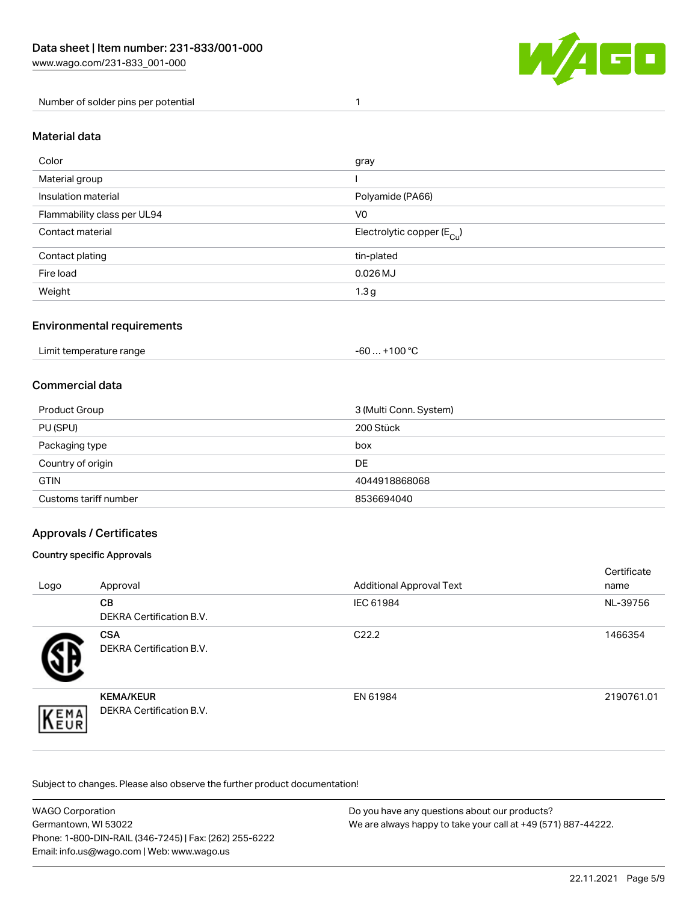| Number of solder pins per potential | 1 |
| --- | --- |

## Material data

| Color | gray |
| --- | --- |
| Material group | I |
| Insulation material | Polyamide (PA66) |
| Flammability class per UL94 | V0 |
| Contact material | Electrolytic copper ($E_{Cu}$) |
| Contact plating | tin-plated |
| Fire load | 0.026 MJ |
| Weight | 1.3 g |

## Environmental requirements

| Limit temperature range | -60 … +100 °C |
| --- | --- |

## Commercial data

| Product Group | 3 (Multi Conn. System) |
| --- | --- |
| PU (SPU) | 200 Stück |
| Packaging type | box |
| Country of origin | DE |
| GTIN | 4044918868068 |
| Customs tariff number | 8536694040 |

## Approvals / Certificates

### Country specific Approvals

| Logo | Approval | Additional Approval Text | Certificate name |
| --- | --- | --- | --- |
| | **CB** DEKRA Certification B.V. | IEC 61984 | NL-39756 |
| | **CSA** DEKRA Certification B.V. | C22.2 | 1466354 |
| | **KEMA/KEUR** DEKRA Certification B.V. | EN 61984 | 2190761.01 |

Subject to changes. Please also observe the further product documentation!

WAGO Corporation
Germantown, WI 53022
Phone: 1-800-DIN-RAIL (346-7245) | Fax: (262) 255-6222
Email: info.us@wago.com | Web: www.wago.us

Do you have any questions about our products?
We are always happy to take your call at +49 (571) 887-44222.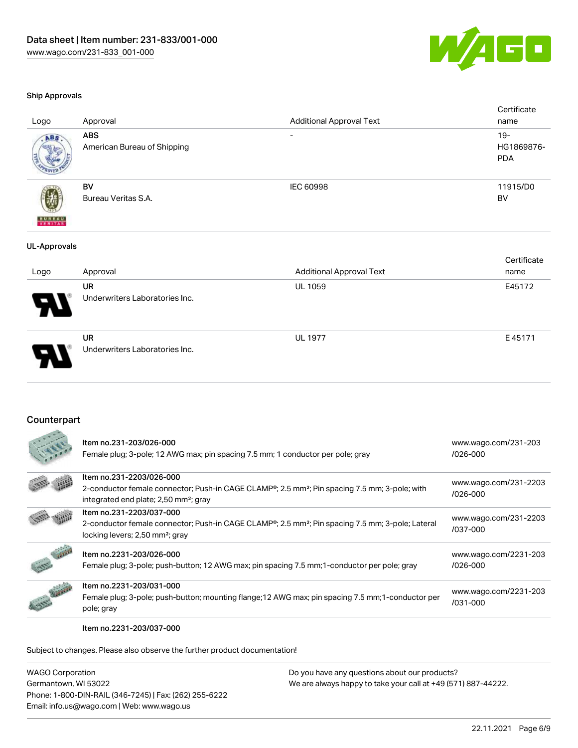#### Ship Approvals

| Logo | Approval | Additional Approval Text | Certificate name |
| --- | --- | --- | --- |
| | **ABS**<br>American Bureau of Shipping | - | 19-HG1869876-PDA |
| | **BV**<br>Bureau Veritas S.A. | IEC 60998 | 11915/D0 BV |

#### UL-Approvals

| Logo | Approval | Additional Approval Text | Certificate name |
| --- | --- | --- | --- |
| | **UR**<br>Underwriters Laboratories Inc. | UL 1059 | E45172 |
| | **UR**<br>Underwriters Laboratories Inc. | UL 1977 | E 45171 |

## Counterpart

| | | |
| --- | --- | --- |
| | Item no.231-203/026-000<br>Female plug; 3-pole; 12 AWG max; pin spacing 7.5 mm; 1 conductor per pole; gray | www.wago.com/231-203/026-000 |
| | Item no.231-2203/026-000<br>2-conductor female connector; Push-in CAGE CLAMP®; 2.5 mm²; Pin spacing 7.5 mm; 3-pole; with integrated end plate; 2,50 mm²; gray | www.wago.com/231-2203/026-000 |
| | Item no.231-2203/037-000<br>2-conductor female connector; Push-in CAGE CLAMP®; 2.5 mm²; Pin spacing 7.5 mm; 3-pole; Lateral locking levers; 2,50 mm²; gray | www.wago.com/231-2203/037-000 |
| | Item no.2231-203/026-000<br>Female plug; 3-pole; push-button; 12 AWG max; pin spacing 7.5 mm;1-conductor per pole; gray | www.wago.com/2231-203/026-000 |
| | Item no.2231-203/031-000<br>Female plug; 3-pole; push-button; mounting flange;12 AWG max; pin spacing 7.5 mm;1-conductor per pole; gray | www.wago.com/2231-203/031-000 |

Item no.2231-203/037-000

Subject to changes. Please also observe the further product documentation!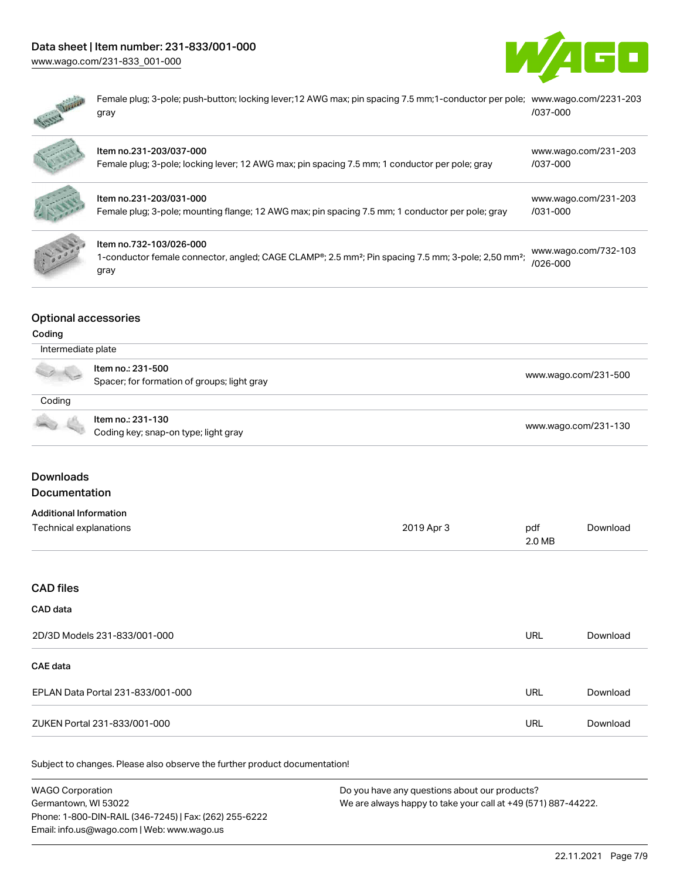| | |
|---|---|
| Female plug; 3-pole; push-button; locking lever;12 AWG max; pin spacing 7.5 mm;1-conductor per pole; gray | www.wago.com/2231-203/037-000 |
| Item no.231-203/037-000<br>Female plug; 3-pole; locking lever; 12 AWG max; pin spacing 7.5 mm; 1 conductor per pole; gray | www.wago.com/231-203/037-000 |
| Item no.231-203/031-000<br>Female plug; 3-pole; mounting flange; 12 AWG max; pin spacing 7.5 mm; 1 conductor per pole; gray | www.wago.com/231-203/031-000 |
| Item no.732-103/026-000<br>1-conductor female connector, angled; CAGE CLAMP®; 2.5 mm²; Pin spacing 7.5 mm; 3-pole; 2,50 mm²; gray | www.wago.com/732-103/026-000 |

## Optional accessories

### Coding

**Intermediate plate**

| | |
|---|---|
| Item no.: 231-500<br>Spacer; for formation of groups; light gray | www.wago.com/231-500 |

**Coding**

| | |
|---|---|
| Item no.: 231-130<br>Coding key; snap-on type; light gray | www.wago.com/231-130 |

## Downloads

### Documentation

**Additional Information**

| | | | |
|---|---|---|---|
| Technical explanations | 2019 Apr 3 | pdf<br>2.0 MB | Download |

## CAD files

**CAD data**

| | | |
|---|---|---|
| 2D/3D Models 231-833/001-000 | URL | Download |

**CAE data**

| | | |
|---|---|---|
| EPLAN Data Portal 231-833/001-000 | URL | Download |
| ZUKEN Portal 231-833/001-000 | URL | Download |

Subject to changes. Please also observe the further product documentation!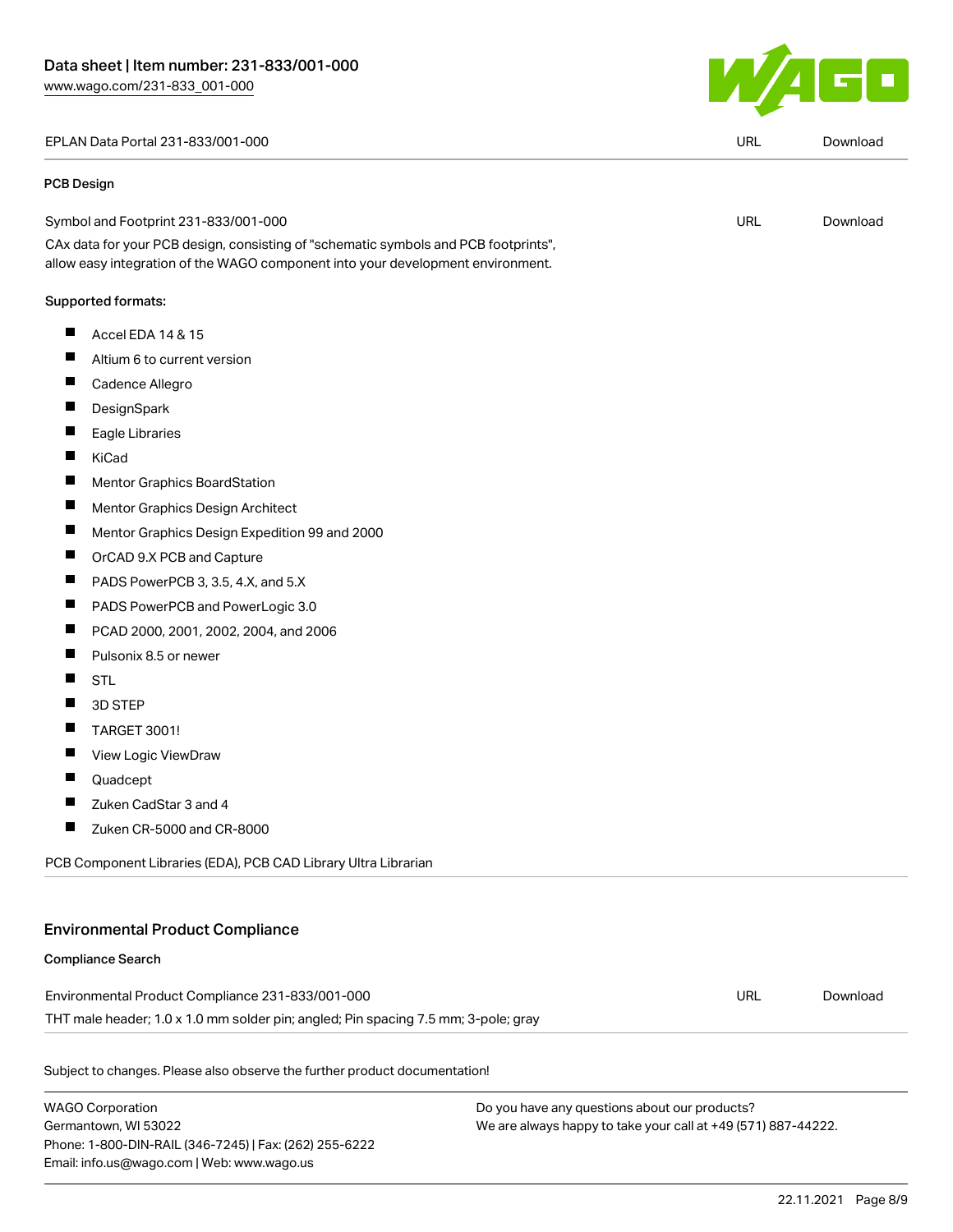| | | |
|---|---|---|
| EPLAN Data Portal 231-833/001-000 | URL | Download |

#### PCB Design

| | | |
|---|---|---|
| Symbol and Footprint 231-833/001-000 | URL | Download |

CAx data for your PCB design, consisting of "schematic symbols and PCB footprints", allow easy integration of the WAGO component into your development environment.

Supported formats:

- Accel EDA 14 & 15
- Altium 6 to current version
- Cadence Allegro
- DesignSpark
- Eagle Libraries
- KiCad
- Mentor Graphics BoardStation
- Mentor Graphics Design Architect
- Mentor Graphics Design Expedition 99 and 2000
- OrCAD 9.X PCB and Capture
- PADS PowerPCB 3, 3.5, 4.X, and 5.X
- PADS PowerPCB and PowerLogic 3.0
- PCAD 2000, 2001, 2002, 2004, and 2006
- Pulsonix 8.5 or newer
- STL
- 3D STEP
- TARGET 3001!
- View Logic ViewDraw
- Quadcept
- Zuken CadStar 3 and 4
- Zuken CR-5000 and CR-8000

PCB Component Libraries (EDA), PCB CAD Library Ultra Librarian

## Environmental Product Compliance

#### Compliance Search

| | | |
|---|---|---|
| Environmental Product Compliance 231-833/001-000 | URL | Download |

THT male header; 1.0 x 1.0 mm solder pin; angled; Pin spacing 7.5 mm; 3-pole; gray

Subject to changes. Please also observe the further product documentation!

WAGO Corporation
Germantown, WI 53022
Phone: 1-800-DIN-RAIL (346-7245) | Fax: (262) 255-6222
Email: info.us@wago.com | Web: www.wago.us

Do you have any questions about our products?
We are always happy to take your call at +49 (571) 887-44222.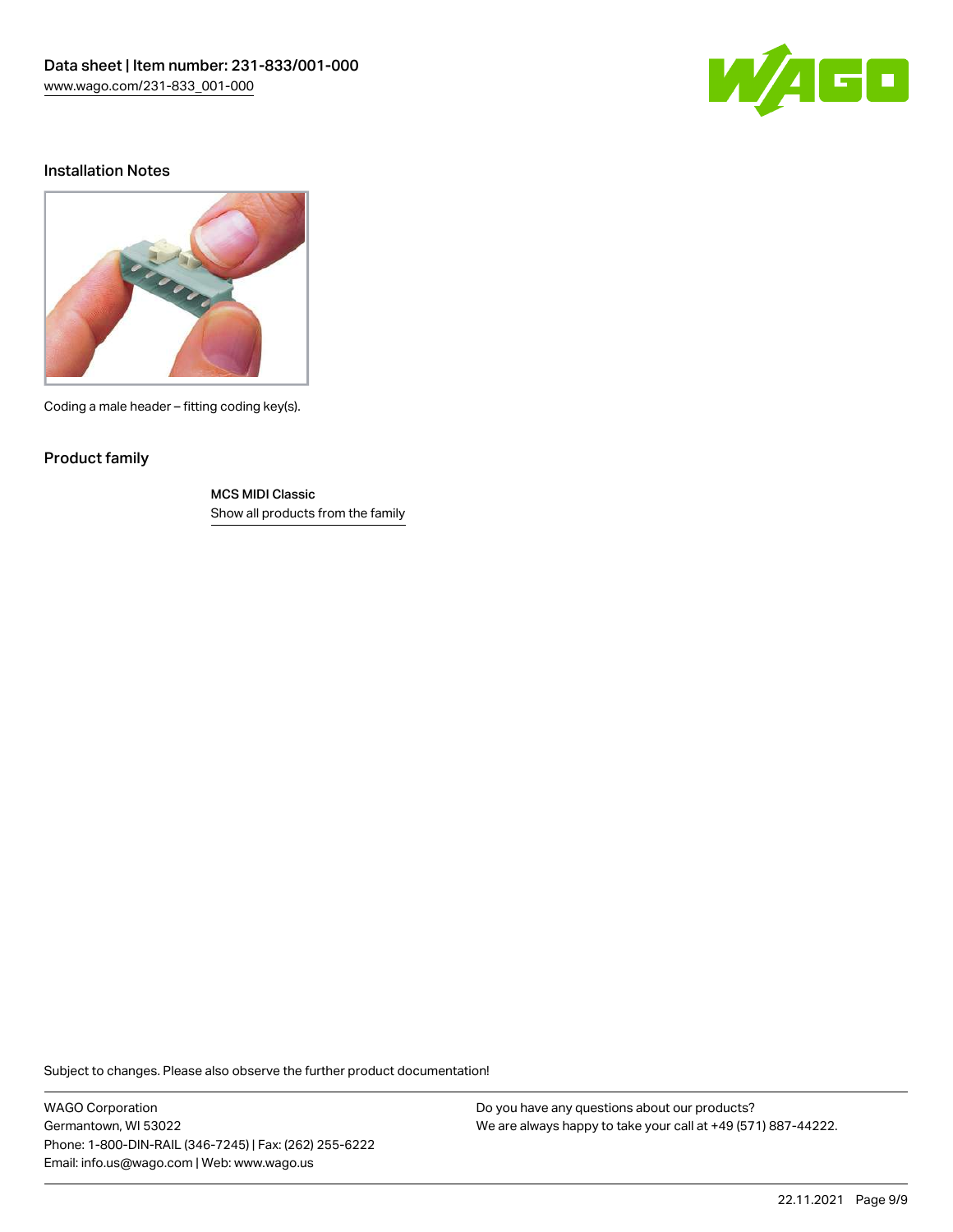## Installation Notes

Coding a male header – fitting coding key(s).

## Product family

MCS MIDI Classic
Show all products from the family

Subject to changes. Please also observe the further product documentation!

WAGO Corporation
Germantown, WI 53022
Phone: 1-800-DIN-RAIL (346-7245) | Fax: (262) 255-6222
Email: info.us@wago.com | Web: www.wago.us

Do you have any questions about our products?
We are always happy to take your call at +49 (571) 887-44222.